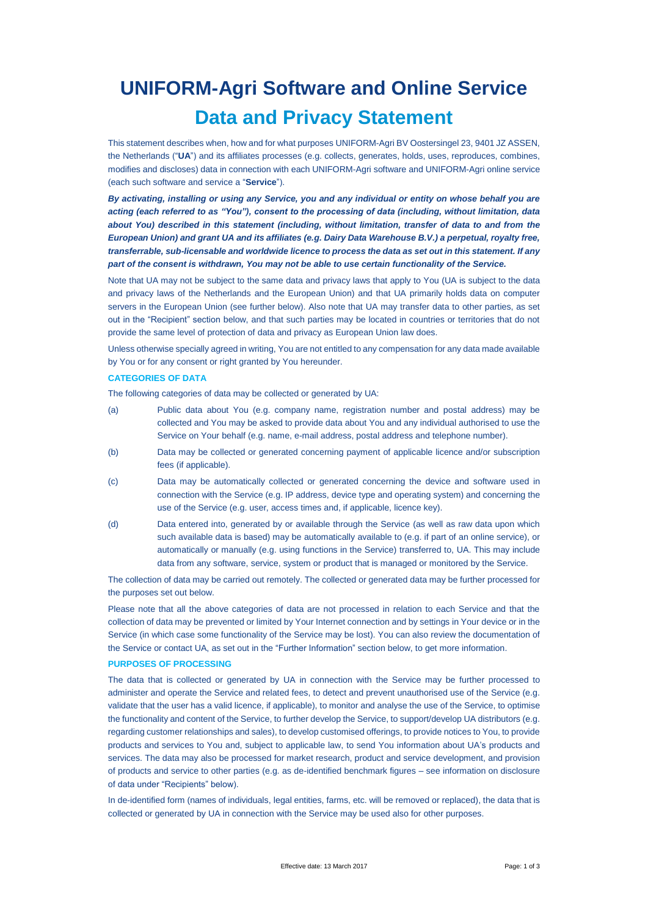# UNIFORM-Agri Software and Online Service

# Data and Privacy Statement

This statement describes when, how and for what purposes UNIFORM-Agri BV Oostersingel 23, 9401 JZ ASSEN, the Netherlands ("**UA**") and its affiliates processes (e.g. collects, generates, holds, uses, reproduces, combines, modifies and discloses) data in connection with each UNIFORM-Agri software and UNIFORM-Agri online service (each such software and service a "**Service**").

***By activating, installing or using any Service, you and any individual or entity on whose behalf you are acting (each referred to as "You"), consent to the processing of data (including, without limitation, data about You) described in this statement (including, without limitation, transfer of data to and from the European Union) and grant UA and its affiliates (e.g. Dairy Data Warehouse B.V.) a perpetual, royalty free, transferrable, sub-licensable and worldwide licence to process the data as set out in this statement. If any part of the consent is withdrawn, You may not be able to use certain functionality of the Service.***

Note that UA may not be subject to the same data and privacy laws that apply to You (UA is subject to the data and privacy laws of the Netherlands and the European Union) and that UA primarily holds data on computer servers in the European Union (see further below). Also note that UA may transfer data to other parties, as set out in the "Recipient" section below, and that such parties may be located in countries or territories that do not provide the same level of protection of data and privacy as European Union law does.

Unless otherwise specially agreed in writing, You are not entitled to any compensation for any data made available by You or for any consent or right granted by You hereunder.

### CATEGORIES OF DATA

The following categories of data may be collected or generated by UA:

(a) Public data about You (e.g. company name, registration number and postal address) may be collected and You may be asked to provide data about You and any individual authorised to use the Service on Your behalf (e.g. name, e-mail address, postal address and telephone number).

(b) Data may be collected or generated concerning payment of applicable licence and/or subscription fees (if applicable).

(c) Data may be automatically collected or generated concerning the device and software used in connection with the Service (e.g. IP address, device type and operating system) and concerning the use of the Service (e.g. user, access times and, if applicable, licence key).

(d) Data entered into, generated by or available through the Service (as well as raw data upon which such available data is based) may be automatically available to (e.g. if part of an online service), or automatically or manually (e.g. using functions in the Service) transferred to, UA. This may include data from any software, service, system or product that is managed or monitored by the Service.

The collection of data may be carried out remotely. The collected or generated data may be further processed for the purposes set out below.

Please note that all the above categories of data are not processed in relation to each Service and that the collection of data may be prevented or limited by Your Internet connection and by settings in Your device or in the Service (in which case some functionality of the Service may be lost). You can also review the documentation of the Service or contact UA, as set out in the "Further Information" section below, to get more information.

### PURPOSES OF PROCESSING

The data that is collected or generated by UA in connection with the Service may be further processed to administer and operate the Service and related fees, to detect and prevent unauthorised use of the Service (e.g. validate that the user has a valid licence, if applicable), to monitor and analyse the use of the Service, to optimise the functionality and content of the Service, to further develop the Service, to support/develop UA distributors (e.g. regarding customer relationships and sales), to develop customised offerings, to provide notices to You, to provide products and services to You and, subject to applicable law, to send You information about UA's products and services. The data may also be processed for market research, product and service development, and provision of products and service to other parties (e.g. as de-identified benchmark figures – see information on disclosure of data under "Recipients" below).

In de-identified form (names of individuals, legal entities, farms, etc. will be removed or replaced), the data that is collected or generated by UA in connection with the Service may be used also for other purposes.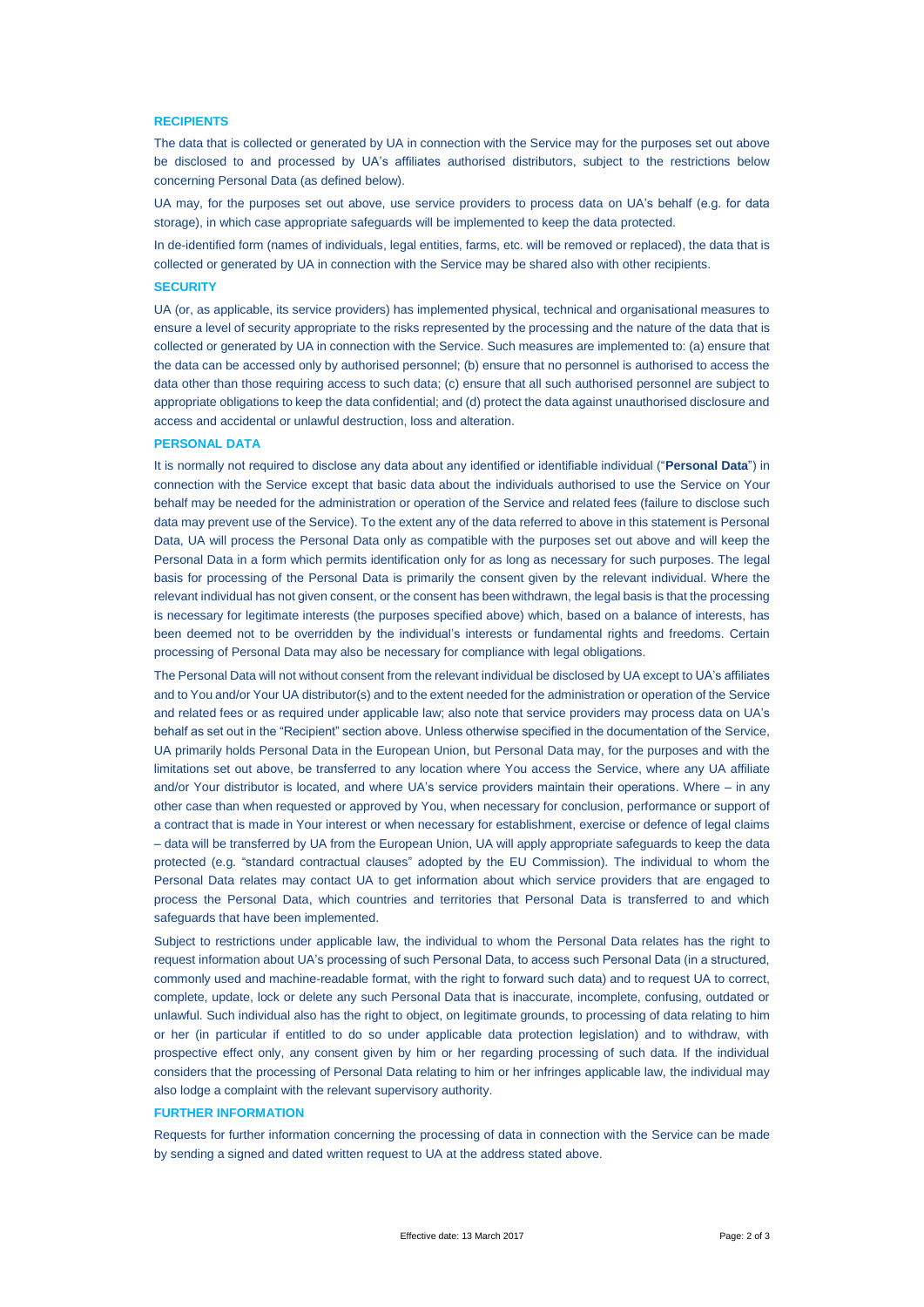## RECIPIENTS

The data that is collected or generated by UA in connection with the Service may for the purposes set out above be disclosed to and processed by UA's affiliates authorised distributors, subject to the restrictions below concerning Personal Data (as defined below).

UA may, for the purposes set out above, use service providers to process data on UA's behalf (e.g. for data storage), in which case appropriate safeguards will be implemented to keep the data protected.

In de-identified form (names of individuals, legal entities, farms, etc. will be removed or replaced), the data that is collected or generated by UA in connection with the Service may be shared also with other recipients.

## SECURITY

UA (or, as applicable, its service providers) has implemented physical, technical and organisational measures to ensure a level of security appropriate to the risks represented by the processing and the nature of the data that is collected or generated by UA in connection with the Service. Such measures are implemented to: (a) ensure that the data can be accessed only by authorised personnel; (b) ensure that no personnel is authorised to access the data other than those requiring access to such data; (c) ensure that all such authorised personnel are subject to appropriate obligations to keep the data confidential; and (d) protect the data against unauthorised disclosure and access and accidental or unlawful destruction, loss and alteration.

## PERSONAL DATA

It is normally not required to disclose any data about any identified or identifiable individual ("**Personal Data**") in connection with the Service except that basic data about the individuals authorised to use the Service on Your behalf may be needed for the administration or operation of the Service and related fees (failure to disclose such data may prevent use of the Service). To the extent any of the data referred to above in this statement is Personal Data, UA will process the Personal Data only as compatible with the purposes set out above and will keep the Personal Data in a form which permits identification only for as long as necessary for such purposes. The legal basis for processing of the Personal Data is primarily the consent given by the relevant individual. Where the relevant individual has not given consent, or the consent has been withdrawn, the legal basis is that the processing is necessary for legitimate interests (the purposes specified above) which, based on a balance of interests, has been deemed not to be overridden by the individual's interests or fundamental rights and freedoms. Certain processing of Personal Data may also be necessary for compliance with legal obligations.

The Personal Data will not without consent from the relevant individual be disclosed by UA except to UA's affiliates and to You and/or Your UA distributor(s) and to the extent needed for the administration or operation of the Service and related fees or as required under applicable law; also note that service providers may process data on UA's behalf as set out in the "Recipient" section above. Unless otherwise specified in the documentation of the Service, UA primarily holds Personal Data in the European Union, but Personal Data may, for the purposes and with the limitations set out above, be transferred to any location where You access the Service, where any UA affiliate and/or Your distributor is located, and where UA's service providers maintain their operations. Where – in any other case than when requested or approved by You, when necessary for conclusion, performance or support of a contract that is made in Your interest or when necessary for establishment, exercise or defence of legal claims – data will be transferred by UA from the European Union, UA will apply appropriate safeguards to keep the data protected (e.g. "standard contractual clauses" adopted by the EU Commission). The individual to whom the Personal Data relates may contact UA to get information about which service providers that are engaged to process the Personal Data, which countries and territories that Personal Data is transferred to and which safeguards that have been implemented.

Subject to restrictions under applicable law, the individual to whom the Personal Data relates has the right to request information about UA's processing of such Personal Data, to access such Personal Data (in a structured, commonly used and machine-readable format, with the right to forward such data) and to request UA to correct, complete, update, lock or delete any such Personal Data that is inaccurate, incomplete, confusing, outdated or unlawful. Such individual also has the right to object, on legitimate grounds, to processing of data relating to him or her (in particular if entitled to do so under applicable data protection legislation) and to withdraw, with prospective effect only, any consent given by him or her regarding processing of such data. If the individual considers that the processing of Personal Data relating to him or her infringes applicable law, the individual may also lodge a complaint with the relevant supervisory authority.

## FURTHER INFORMATION

Requests for further information concerning the processing of data in connection with the Service can be made by sending a signed and dated written request to UA at the address stated above.

Effective date: 13 March 2017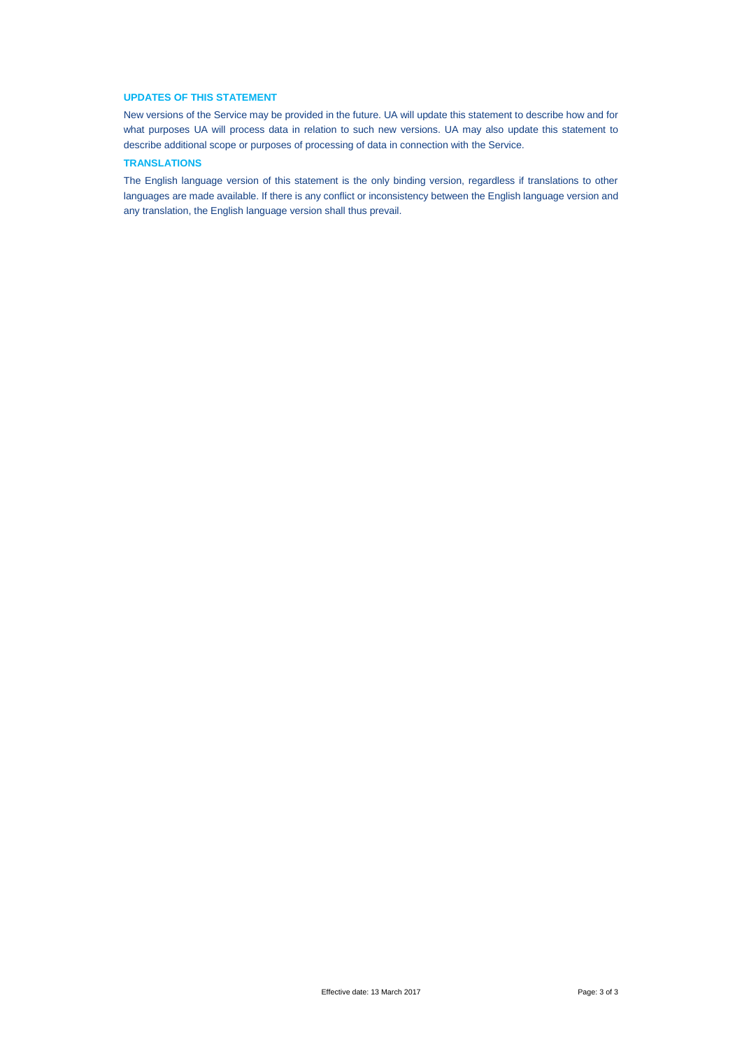## UPDATES OF THIS STATEMENT

New versions of the Service may be provided in the future. UA will update this statement to describe how and for what purposes UA will process data in relation to such new versions. UA may also update this statement to describe additional scope or purposes of processing of data in connection with the Service.

## TRANSLATIONS

The English language version of this statement is the only binding version, regardless if translations to other languages are made available. If there is any conflict or inconsistency between the English language version and any translation, the English language version shall thus prevail.

Effective date: 13 March 2017